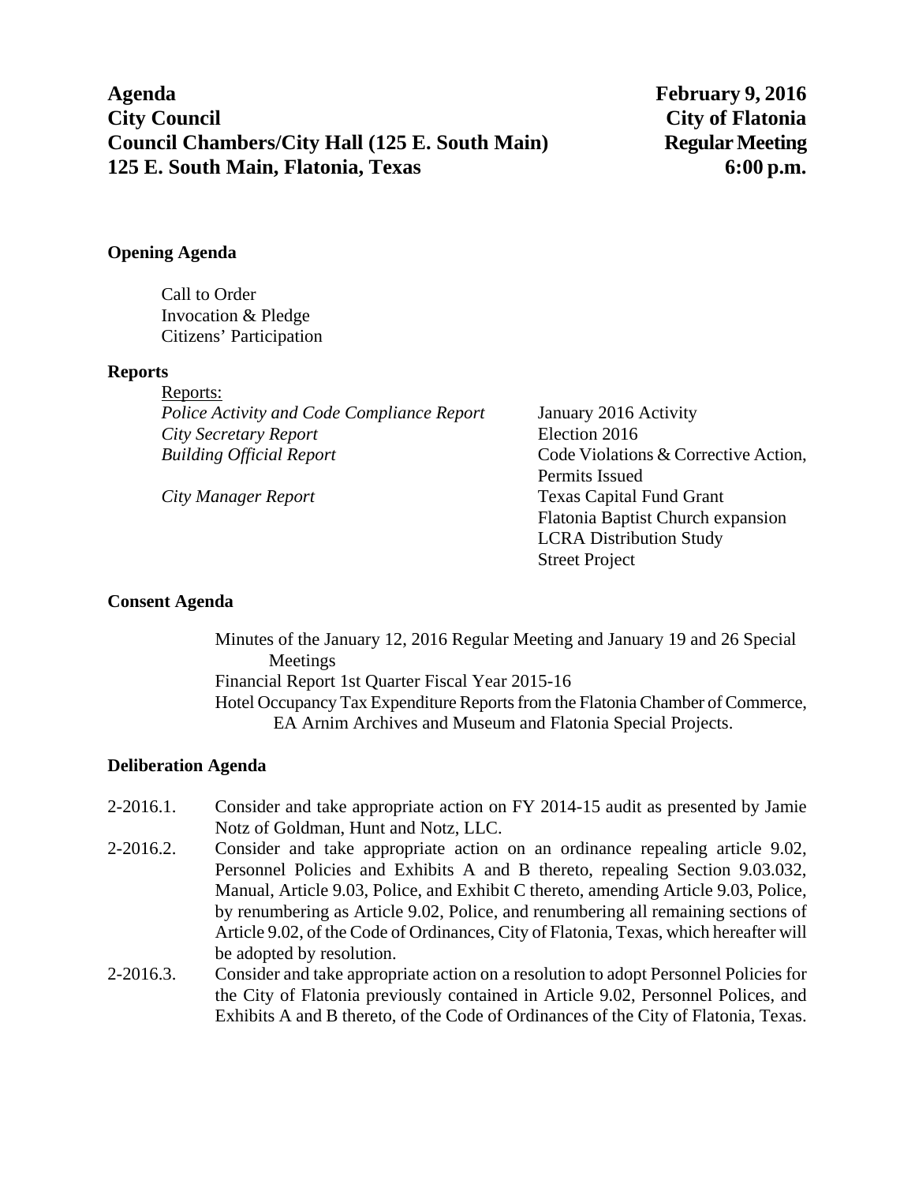**Agenda** **February 9, 2016**
**City Council** **City of Flatonia**
**Council Chambers/City Hall (125 E. South Main)** **Regular Meeting**
**125 E. South Main, Flatonia, Texas** **6:00 p.m.**

## Opening Agenda

Call to Order
Invocation & Pledge
Citizens' Participation

## Reports

Reports:

| | |
|---|---|
| *Police Activity and Code Compliance Report* | January 2016 Activity |
| *City Secretary Report* | Election 2016 |
| *Building Official Report* | Code Violations & Corrective Action, Permits Issued |
| *City Manager Report* | Texas Capital Fund Grant<br>Flatonia Baptist Church expansion<br>LCRA Distribution Study<br>Street Project |

## Consent Agenda

Minutes of the January 12, 2016 Regular Meeting and January 19 and 26 Special Meetings
Financial Report 1st Quarter Fiscal Year 2015-16
Hotel Occupancy Tax Expenditure Reports from the Flatonia Chamber of Commerce, EA Arnim Archives and Museum and Flatonia Special Projects.

## Deliberation Agenda

2-2016.1. Consider and take appropriate action on FY 2014-15 audit as presented by Jamie Notz of Goldman, Hunt and Notz, LLC.

2-2016.2. Consider and take appropriate action on an ordinance repealing article 9.02, Personnel Policies and Exhibits A and B thereto, repealing Section 9.03.032, Manual, Article 9.03, Police, and Exhibit C thereto, amending Article 9.03, Police, by renumbering as Article 9.02, Police, and renumbering all remaining sections of Article 9.02, of the Code of Ordinances, City of Flatonia, Texas, which hereafter will be adopted by resolution.

2-2016.3. Consider and take appropriate action on a resolution to adopt Personnel Policies for the City of Flatonia previously contained in Article 9.02, Personnel Polices, and Exhibits A and B thereto, of the Code of Ordinances of the City of Flatonia, Texas.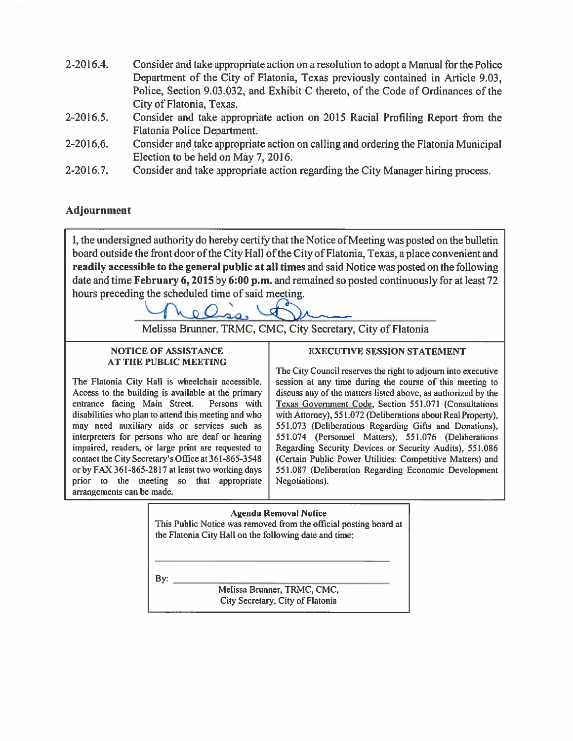2-2016.4. Consider and take appropriate action on a resolution to adopt a Manual for the Police Department of the City of Flatonia, Texas previously contained in Article 9.03, Police, Section 9.03.032, and Exhibit C thereto, of the Code of Ordinances of the City of Flatonia, Texas.

2-2016.5. Consider and take appropriate action on 2015 Racial Profiling Report from the Flatonia Police Department.

2-2016.6. Consider and take appropriate action on calling and ordering the Flatonia Municipal Election to be held on May 7, 2016.

2-2016.7. Consider and take appropriate action regarding the City Manager hiring process.

## Adjournment

I, the undersigned authority do hereby certify that the Notice of Meeting was posted on the bulletin board outside the front door of the City Hall of the City of Flatonia, Texas, a place convenient and **readily accessible to the general public at all times** and said Notice was posted on the following date and time **February 6, 2015** by **6:00 p.m.** and remained so posted continuously for at least 72 hours preceding the scheduled time of said meeting.

Melissa Brunner, TRMC, CMC, City Secretary, City of Flatonia

### NOTICE OF ASSISTANCE AT THE PUBLIC MEETING

The Flatonia City Hall is wheelchair accessible. Access to the building is available at the primary entrance facing Main Street. Persons with disabilities who plan to attend this meeting and who may need auxiliary aids or services such as interpreters for persons who are deaf or hearing impaired, readers, or large print are requested to contact the City Secretary's Office at 361-865-3548 or by FAX 361-865-2817 at least two working days prior to the meeting so that appropriate arrangements can be made.

### EXECUTIVE SESSION STATEMENT

The City Council reserves the right to adjourn into executive session at any time during the course of this meeting to discuss any of the matters listed above, as authorized by the Texas Government Code, Section 551.071 (Consultations with Attorney), 551.072 (Deliberations about Real Property), 551.073 (Deliberations Regarding Gifts and Donations), 551.074 (Personnel Matters), 551.076 (Deliberations Regarding Security Devices or Security Audits), 551.086 (Certain Public Power Utilities: Competitive Matters) and 551.087 (Deliberation Regarding Economic Development Negotiations).

**Agenda Removal Notice**

This Public Notice was removed from the official posting board at the Flatonia City Hall on the following date and time:

\_\_\_\_\_\_\_\_\_\_\_\_\_\_\_\_\_\_\_\_\_\_\_\_\_\_\_\_\_\_\_\_\_\_\_\_\_\_\_\_

By: \_\_\_\_\_\_\_\_\_\_\_\_\_\_\_\_\_\_\_\_\_\_\_\_\_\_\_\_\_\_\_\_\_\_\_\_\_\_

Melissa Brunner, TRMC, CMC,
City Secretary, City of Flatonia